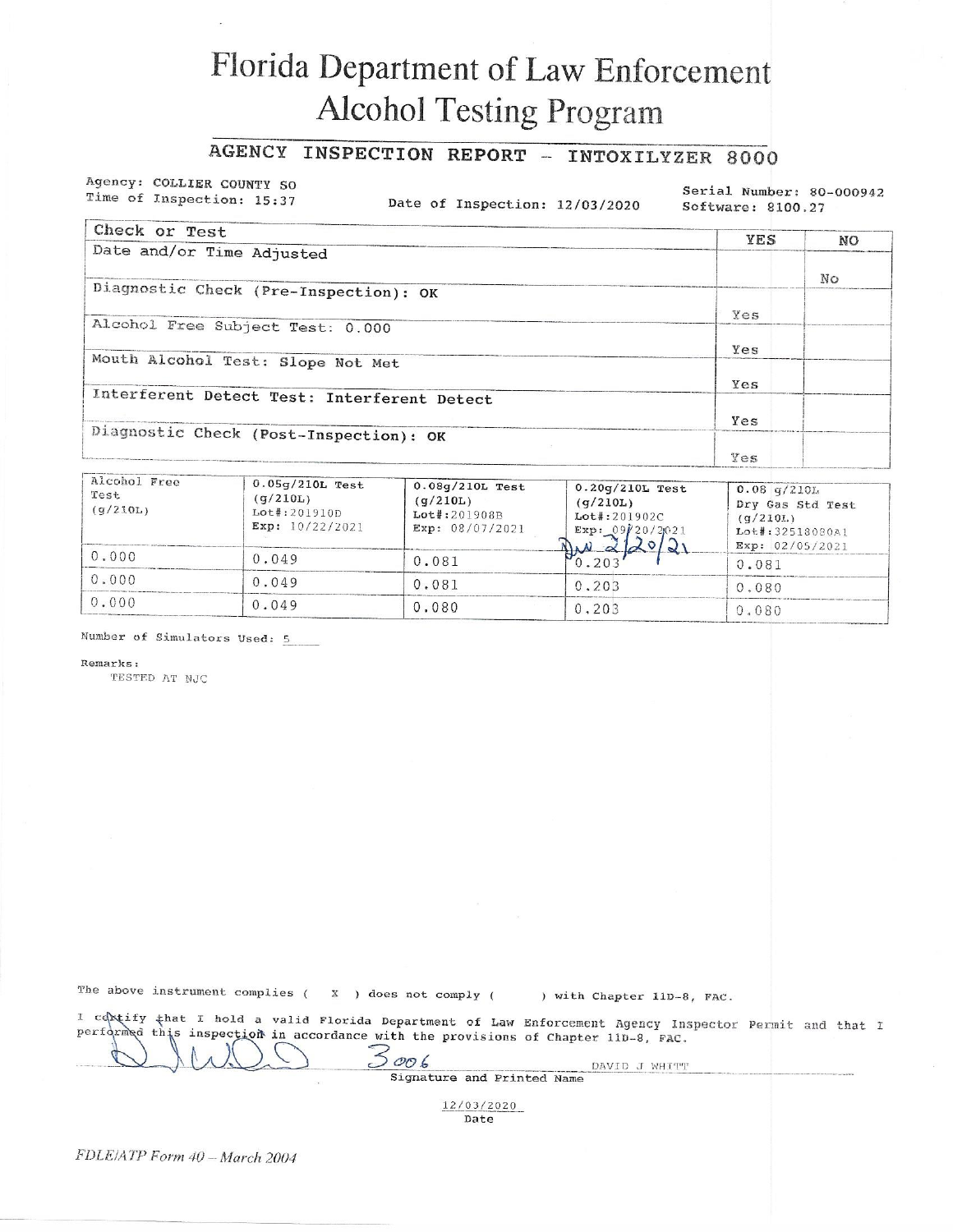# Florida Department of Law Enforcement
# Alcohol Testing Program

## AGENCY INSPECTION REPORT – INTOXILYZER 8000

Agency: COLLIER COUNTY SO
Time of Inspection: 15:37

Date of Inspection: 12/03/2020

Serial Number: 80-000942
Software: 8100.27

| Check or Test | YES | NO |
|---|---|---|
| Date and/or Time Adjusted | | No |
| Diagnostic Check (Pre-Inspection): OK | Yes | |
| Alcohol Free Subject Test: 0.000 | Yes | |
| Mouth Alcohol Test: Slope Not Met | Yes | |
| Interferent Detect Test: Interferent Detect | Yes | |
| Diagnostic Check (Post-Inspection): OK | Yes | |

| Alcohol Free Test (g/210L) | 0.05g/210L Test (g/210L) Lot#:201910D Exp: 10/22/2021 | 0.08g/210L Test (g/210L) Lot#:201908B Exp: 08/07/2021 | 0.20g/210L Test (g/210L) Lot#:201902C Exp: 09/20/2021 DW 2/20/21 | 0.08 g/210L Dry Gas Std Test (g/210L) Lot#:32518080A1 Exp: 02/05/2021 |
|---|---|---|---|---|
| 0.000 | 0.049 | 0.081 | 0.203 | 0.081 |
| 0.000 | 0.049 | 0.081 | 0.203 | 0.080 |
| 0.000 | 0.049 | 0.080 | 0.203 | 0.080 |

Number of Simulators Used: 5

Remarks:
TESTED AT NJC

The above instrument complies ( X ) does not comply ( ) with Chapter 11D-8, FAC.

I certify that I hold a valid Florida Department of Law Enforcement Agency Inspector Permit and that I performed this inspection in accordance with the provisions of Chapter 11D-8, FAC.

3006 DAVID J WHITT
Signature and Printed Name

12/03/2020
Date

*FDLE/ATP Form 40 – March 2004*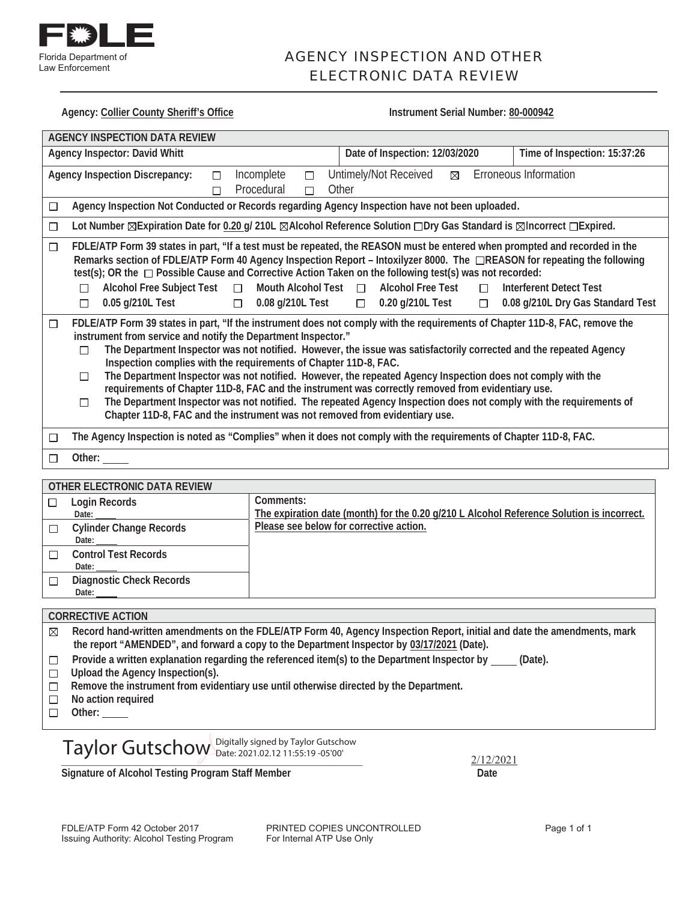# AGENCY INSPECTION AND OTHER ELECTRONIC DATA REVIEW

FDLE
Florida Department of Law Enforcement

**Agency:** Collier County Sheriff's Office **Instrument Serial Number:** 80-000942

## AGENCY INSPECTION DATA REVIEW

| Agency Inspector: David Whitt | Date of Inspection: 12/03/2020 | Time of Inspection: 15:37:26 |
|---|---|---|

**Agency Inspection Discrepancy:** ☐ Incomplete ☐ Untimely/Not Received ☒ Erroneous Information ☐ Procedural ☐ Other

☐ **Agency Inspection Not Conducted or Records regarding Agency Inspection have not been uploaded.**

☐ **Lot Number ☒Expiration Date for 0.20 g/ 210L ☒Alcohol Reference Solution ☐Dry Gas Standard is ☒Incorrect ☐Expired.**

☐ **FDLE/ATP Form 39 states in part, "If a test must be repeated, the REASON must be entered when prompted and recorded in the Remarks section of FDLE/ATP Form 40 Agency Inspection Report – Intoxilyzer 8000. The ☐REASON for repeating the following test(s); OR the ☐ Possible Cause and Corrective Action Taken on the following test(s) was not recorded:**
- ☐ **Alcohol Free Subject Test** ☐ **Mouth Alcohol Test** ☐ **Alcohol Free Test** ☐ **Interferent Detect Test**
- ☐ **0.05 g/210L Test** ☐ **0.08 g/210L Test** ☐ **0.20 g/210L Test** ☐ **0.08 g/210L Dry Gas Standard Test**

☐ **FDLE/ATP Form 39 states in part, "If the instrument does not comply with the requirements of Chapter 11D-8, FAC, remove the instrument from service and notify the Department Inspector."**
- ☐ **The Department Inspector was not notified. However, the issue was satisfactorily corrected and the repeated Agency Inspection complies with the requirements of Chapter 11D-8, FAC.**
- ☐ **The Department Inspector was not notified. However, the repeated Agency Inspection does not comply with the requirements of Chapter 11D-8, FAC and the instrument was correctly removed from evidentiary use.**
- ☐ **The Department Inspector was not notified. The repeated Agency Inspection does not comply with the requirements of Chapter 11D-8, FAC and the instrument was not removed from evidentiary use.**

☐ **The Agency Inspection is noted as "Complies" when it does not comply with the requirements of Chapter 11D-8, FAC.**

☐ **Other:** _____

## OTHER ELECTRONIC DATA REVIEW

| | |
|---|---|
| ☐ **Login Records** Date: _____ | **Comments:** The expiration date (month) for the 0.20 g/210 L Alcohol Reference Solution is incorrect. Please see below for corrective action. |
| ☐ **Cylinder Change Records** Date: _____ | |
| ☐ **Control Test Records** Date: _____ | |
| ☐ **Diagnostic Check Records** Date: _____ | |

## CORRECTIVE ACTION

☒ **Record hand-written amendments on the FDLE/ATP Form 40, Agency Inspection Report, initial and date the amendments, mark the report "AMENDED", and forward a copy to the Department Inspector by 03/17/2021 (Date).**

☐ **Provide a written explanation regarding the referenced item(s) to the Department Inspector by _____ (Date).**

☐ **Upload the Agency Inspection(s).**

☐ **Remove the instrument from evidentiary use until otherwise directed by the Department.**

☐ **No action required**

☐ **Other:** _____

Taylor Gutschow Digitally signed by Taylor Gutschow Date: 2021.02.12 11:55:19 -05'00'

**Signature of Alcohol Testing Program Staff Member**

2/12/2021
**Date**

FDLE/ATP Form 42 October 2017
Issuing Authority: Alcohol Testing Program

PRINTED COPIES UNCONTROLLED
For Internal ATP Use Only